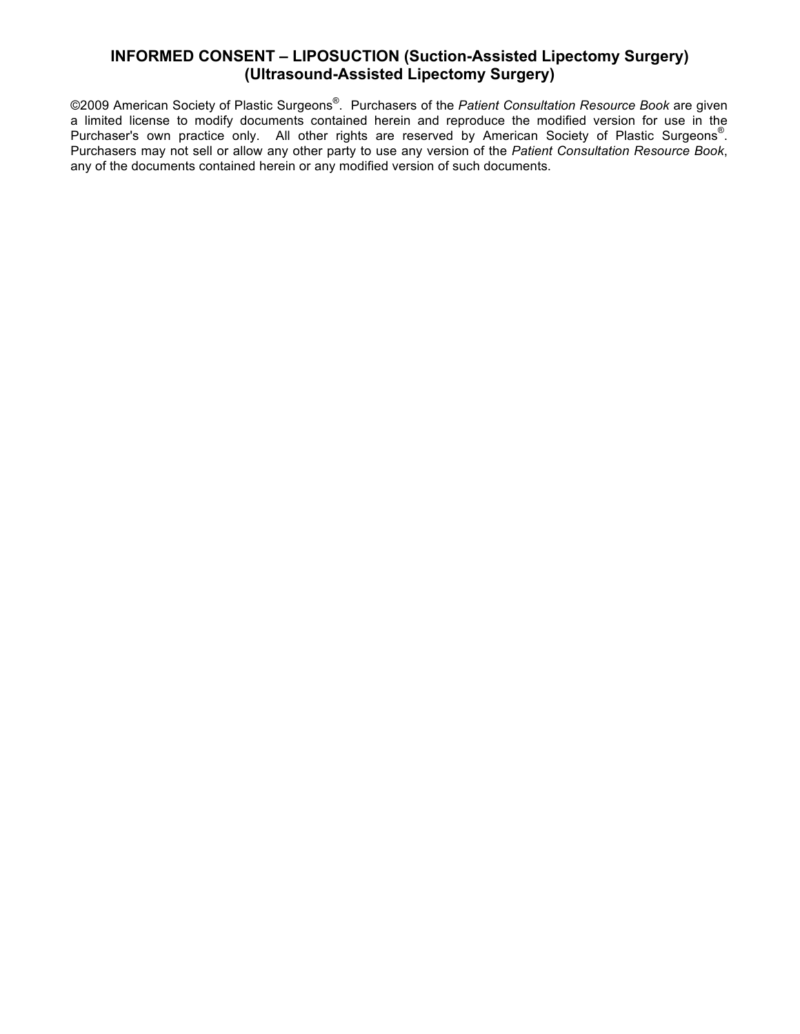# INFORMED CONSENT – LIPOSUCTION (Suction-Assisted Lipectomy Surgery) (Ultrasound-Assisted Lipectomy Surgery)

©2009 American Society of Plastic Surgeons®. Purchasers of the *Patient Consultation Resource Book* are given a limited license to modify documents contained herein and reproduce the modified version for use in the Purchaser's own practice only. All other rights are reserved by American Society of Plastic Surgeons®. Purchasers may not sell or allow any other party to use any version of the *Patient Consultation Resource Book*, any of the documents contained herein or any modified version of such documents.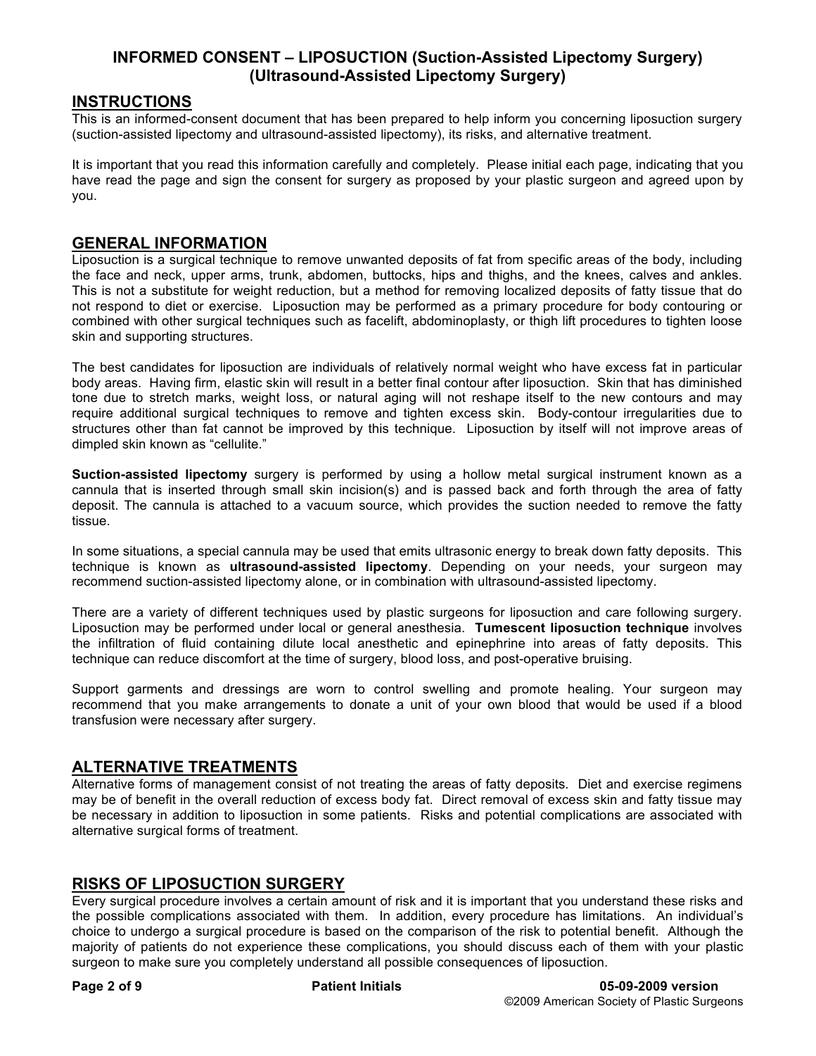# INFORMED CONSENT – LIPOSUCTION (Suction-Assisted Lipectomy Surgery) (Ultrasound-Assisted Lipectomy Surgery)

## INSTRUCTIONS

This is an informed-consent document that has been prepared to help inform you concerning liposuction surgery (suction-assisted lipectomy and ultrasound-assisted lipectomy), its risks, and alternative treatment.

It is important that you read this information carefully and completely. Please initial each page, indicating that you have read the page and sign the consent for surgery as proposed by your plastic surgeon and agreed upon by you.

## GENERAL INFORMATION

Liposuction is a surgical technique to remove unwanted deposits of fat from specific areas of the body, including the face and neck, upper arms, trunk, abdomen, buttocks, hips and thighs, and the knees, calves and ankles. This is not a substitute for weight reduction, but a method for removing localized deposits of fatty tissue that do not respond to diet or exercise. Liposuction may be performed as a primary procedure for body contouring or combined with other surgical techniques such as facelift, abdominoplasty, or thigh lift procedures to tighten loose skin and supporting structures.

The best candidates for liposuction are individuals of relatively normal weight who have excess fat in particular body areas. Having firm, elastic skin will result in a better final contour after liposuction. Skin that has diminished tone due to stretch marks, weight loss, or natural aging will not reshape itself to the new contours and may require additional surgical techniques to remove and tighten excess skin. Body-contour irregularities due to structures other than fat cannot be improved by this technique. Liposuction by itself will not improve areas of dimpled skin known as "cellulite."

**Suction-assisted lipectomy** surgery is performed by using a hollow metal surgical instrument known as a cannula that is inserted through small skin incision(s) and is passed back and forth through the area of fatty deposit. The cannula is attached to a vacuum source, which provides the suction needed to remove the fatty tissue.

In some situations, a special cannula may be used that emits ultrasonic energy to break down fatty deposits. This technique is known as **ultrasound-assisted lipectomy**. Depending on your needs, your surgeon may recommend suction-assisted lipectomy alone, or in combination with ultrasound-assisted lipectomy.

There are a variety of different techniques used by plastic surgeons for liposuction and care following surgery. Liposuction may be performed under local or general anesthesia. **Tumescent liposuction technique** involves the infiltration of fluid containing dilute local anesthetic and epinephrine into areas of fatty deposits. This technique can reduce discomfort at the time of surgery, blood loss, and post-operative bruising.

Support garments and dressings are worn to control swelling and promote healing. Your surgeon may recommend that you make arrangements to donate a unit of your own blood that would be used if a blood transfusion were necessary after surgery.

## ALTERNATIVE TREATMENTS

Alternative forms of management consist of not treating the areas of fatty deposits. Diet and exercise regimens may be of benefit in the overall reduction of excess body fat. Direct removal of excess skin and fatty tissue may be necessary in addition to liposuction in some patients. Risks and potential complications are associated with alternative surgical forms of treatment.

## RISKS OF LIPOSUCTION SURGERY

Every surgical procedure involves a certain amount of risk and it is important that you understand these risks and the possible complications associated with them. In addition, every procedure has limitations. An individual's choice to undergo a surgical procedure is based on the comparison of the risk to potential benefit. Although the majority of patients do not experience these complications, you should discuss each of them with your plastic surgeon to make sure you completely understand all possible consequences of liposuction.

Patient Initials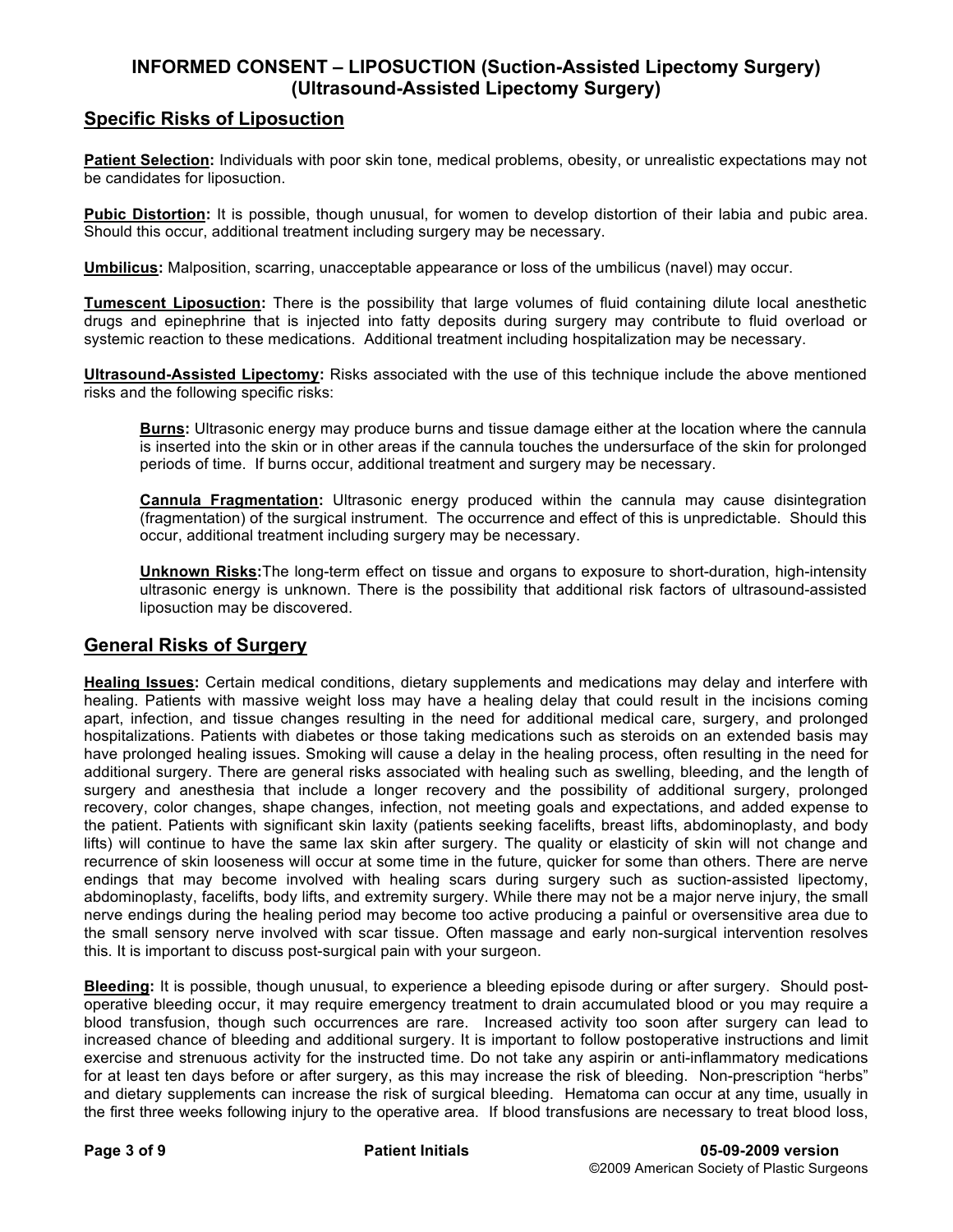# INFORMED CONSENT – LIPOSUCTION (Suction-Assisted Lipectomy Surgery) (Ultrasound-Assisted Lipectomy Surgery)

## Specific Risks of Liposuction

**Patient Selection:** Individuals with poor skin tone, medical problems, obesity, or unrealistic expectations may not be candidates for liposuction.

**Pubic Distortion:** It is possible, though unusual, for women to develop distortion of their labia and pubic area. Should this occur, additional treatment including surgery may be necessary.

**Umbilicus:** Malposition, scarring, unacceptable appearance or loss of the umbilicus (navel) may occur.

**Tumescent Liposuction:** There is the possibility that large volumes of fluid containing dilute local anesthetic drugs and epinephrine that is injected into fatty deposits during surgery may contribute to fluid overload or systemic reaction to these medications. Additional treatment including hospitalization may be necessary.

**Ultrasound-Assisted Lipectomy:** Risks associated with the use of this technique include the above mentioned risks and the following specific risks:

> **Burns:** Ultrasonic energy may produce burns and tissue damage either at the location where the cannula is inserted into the skin or in other areas if the cannula touches the undersurface of the skin for prolonged periods of time. If burns occur, additional treatment and surgery may be necessary.
>
> **Cannula Fragmentation:** Ultrasonic energy produced within the cannula may cause disintegration (fragmentation) of the surgical instrument. The occurrence and effect of this is unpredictable. Should this occur, additional treatment including surgery may be necessary.
>
> **Unknown Risks:** The long-term effect on tissue and organs to exposure to short-duration, high-intensity ultrasonic energy is unknown. There is the possibility that additional risk factors of ultrasound-assisted liposuction may be discovered.

## General Risks of Surgery

**Healing Issues:** Certain medical conditions, dietary supplements and medications may delay and interfere with healing. Patients with massive weight loss may have a healing delay that could result in the incisions coming apart, infection, and tissue changes resulting in the need for additional medical care, surgery, and prolonged hospitalizations. Patients with diabetes or those taking medications such as steroids on an extended basis may have prolonged healing issues. Smoking will cause a delay in the healing process, often resulting in the need for additional surgery. There are general risks associated with healing such as swelling, bleeding, and the length of surgery and anesthesia that include a longer recovery and the possibility of additional surgery, prolonged recovery, color changes, shape changes, infection, not meeting goals and expectations, and added expense to the patient. Patients with significant skin laxity (patients seeking facelifts, breast lifts, abdominoplasty, and body lifts) will continue to have the same lax skin after surgery. The quality or elasticity of skin will not change and recurrence of skin looseness will occur at some time in the future, quicker for some than others. There are nerve endings that may become involved with healing scars during surgery such as suction-assisted lipectomy, abdominoplasty, facelifts, body lifts, and extremity surgery. While there may not be a major nerve injury, the small nerve endings during the healing period may become too active producing a painful or oversensitive area due to the small sensory nerve involved with scar tissue. Often massage and early non-surgical intervention resolves this. It is important to discuss post-surgical pain with your surgeon.

**Bleeding:** It is possible, though unusual, to experience a bleeding episode during or after surgery. Should post-operative bleeding occur, it may require emergency treatment to drain accumulated blood or you may require a blood transfusion, though such occurrences are rare. Increased activity too soon after surgery can lead to increased chance of bleeding and additional surgery. It is important to follow postoperative instructions and limit exercise and strenuous activity for the instructed time. Do not take any aspirin or anti-inflammatory medications for at least ten days before or after surgery, as this may increase the risk of bleeding. Non-prescription "herbs" and dietary supplements can increase the risk of surgical bleeding. Hematoma can occur at any time, usually in the first three weeks following injury to the operative area. If blood transfusions are necessary to treat blood loss,

Patient Initials

05-09-2009 version
©2009 American Society of Plastic Surgeons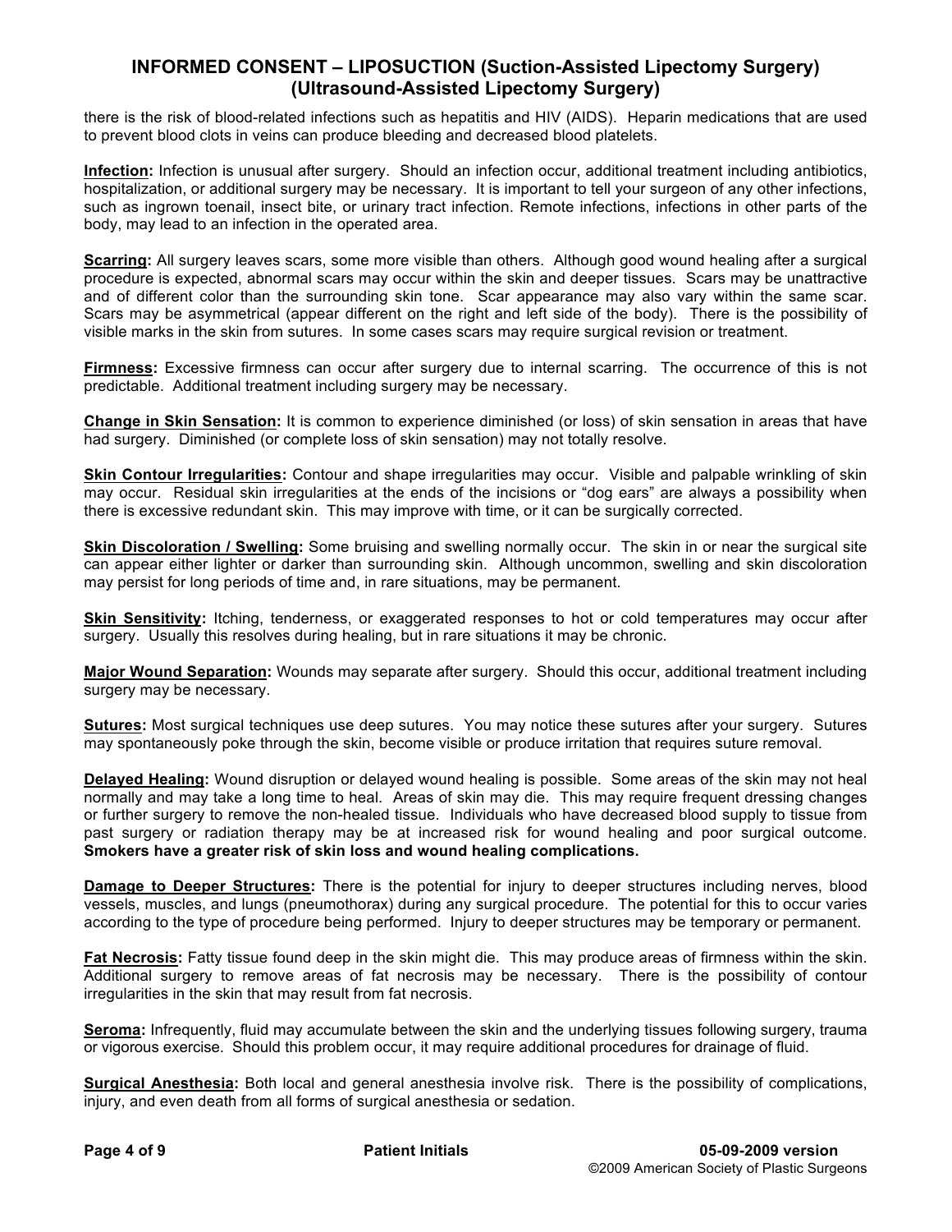there is the risk of blood-related infections such as hepatitis and HIV (AIDS). Heparin medications that are used to prevent blood clots in veins can produce bleeding and decreased blood platelets.

**Infection:** Infection is unusual after surgery. Should an infection occur, additional treatment including antibiotics, hospitalization, or additional surgery may be necessary. It is important to tell your surgeon of any other infections, such as ingrown toenail, insect bite, or urinary tract infection. Remote infections, infections in other parts of the body, may lead to an infection in the operated area.

**Scarring:** All surgery leaves scars, some more visible than others. Although good wound healing after a surgical procedure is expected, abnormal scars may occur within the skin and deeper tissues. Scars may be unattractive and of different color than the surrounding skin tone. Scar appearance may also vary within the same scar. Scars may be asymmetrical (appear different on the right and left side of the body). There is the possibility of visible marks in the skin from sutures. In some cases scars may require surgical revision or treatment.

**Firmness:** Excessive firmness can occur after surgery due to internal scarring. The occurrence of this is not predictable. Additional treatment including surgery may be necessary.

**Change in Skin Sensation:** It is common to experience diminished (or loss) of skin sensation in areas that have had surgery. Diminished (or complete loss of skin sensation) may not totally resolve.

**Skin Contour Irregularities:** Contour and shape irregularities may occur. Visible and palpable wrinkling of skin may occur. Residual skin irregularities at the ends of the incisions or "dog ears" are always a possibility when there is excessive redundant skin. This may improve with time, or it can be surgically corrected.

**Skin Discoloration / Swelling:** Some bruising and swelling normally occur. The skin in or near the surgical site can appear either lighter or darker than surrounding skin. Although uncommon, swelling and skin discoloration may persist for long periods of time and, in rare situations, may be permanent.

**Skin Sensitivity:** Itching, tenderness, or exaggerated responses to hot or cold temperatures may occur after surgery. Usually this resolves during healing, but in rare situations it may be chronic.

**Major Wound Separation:** Wounds may separate after surgery. Should this occur, additional treatment including surgery may be necessary.

**Sutures:** Most surgical techniques use deep sutures. You may notice these sutures after your surgery. Sutures may spontaneously poke through the skin, become visible or produce irritation that requires suture removal.

**Delayed Healing:** Wound disruption or delayed wound healing is possible. Some areas of the skin may not heal normally and may take a long time to heal. Areas of skin may die. This may require frequent dressing changes or further surgery to remove the non-healed tissue. Individuals who have decreased blood supply to tissue from past surgery or radiation therapy may be at increased risk for wound healing and poor surgical outcome. **Smokers have a greater risk of skin loss and wound healing complications.**

**Damage to Deeper Structures:** There is the potential for injury to deeper structures including nerves, blood vessels, muscles, and lungs (pneumothorax) during any surgical procedure. The potential for this to occur varies according to the type of procedure being performed. Injury to deeper structures may be temporary or permanent.

**Fat Necrosis:** Fatty tissue found deep in the skin might die. This may produce areas of firmness within the skin. Additional surgery to remove areas of fat necrosis may be necessary. There is the possibility of contour irregularities in the skin that may result from fat necrosis.

**Seroma:** Infrequently, fluid may accumulate between the skin and the underlying tissues following surgery, trauma or vigorous exercise. Should this problem occur, it may require additional procedures for drainage of fluid.

**Surgical Anesthesia:** Both local and general anesthesia involve risk. There is the possibility of complications, injury, and even death from all forms of surgical anesthesia or sedation.

**Patient Initials**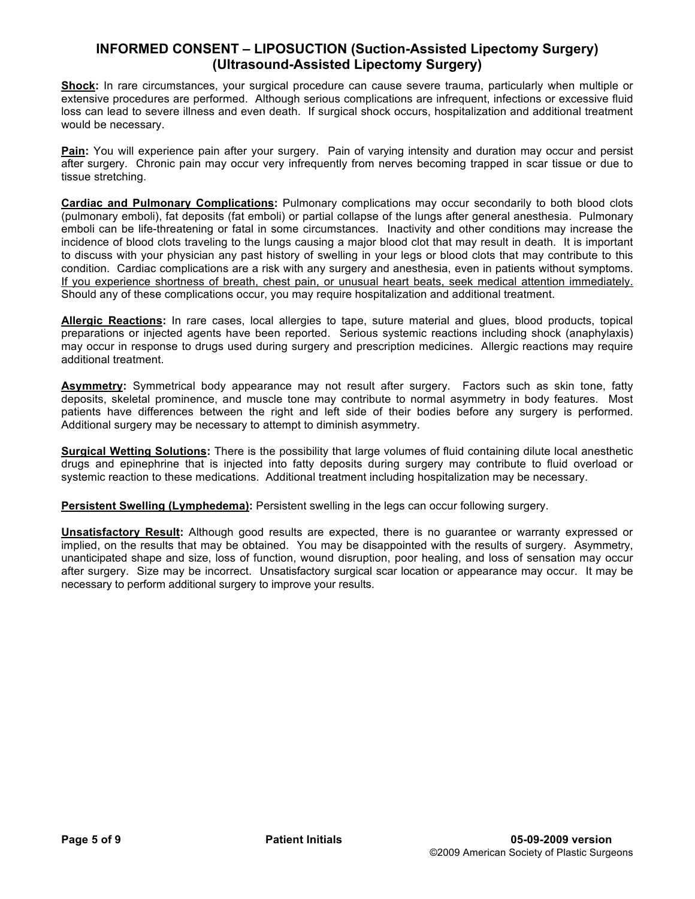**Shock:** In rare circumstances, your surgical procedure can cause severe trauma, particularly when multiple or extensive procedures are performed. Although serious complications are infrequent, infections or excessive fluid loss can lead to severe illness and even death. If surgical shock occurs, hospitalization and additional treatment would be necessary.

**Pain:** You will experience pain after your surgery. Pain of varying intensity and duration may occur and persist after surgery. Chronic pain may occur very infrequently from nerves becoming trapped in scar tissue or due to tissue stretching.

**Cardiac and Pulmonary Complications:** Pulmonary complications may occur secondarily to both blood clots (pulmonary emboli), fat deposits (fat emboli) or partial collapse of the lungs after general anesthesia. Pulmonary emboli can be life-threatening or fatal in some circumstances. Inactivity and other conditions may increase the incidence of blood clots traveling to the lungs causing a major blood clot that may result in death. It is important to discuss with your physician any past history of swelling in your legs or blood clots that may contribute to this condition. Cardiac complications are a risk with any surgery and anesthesia, even in patients without symptoms. If you experience shortness of breath, chest pain, or unusual heart beats, seek medical attention immediately. Should any of these complications occur, you may require hospitalization and additional treatment.

**Allergic Reactions:** In rare cases, local allergies to tape, suture material and glues, blood products, topical preparations or injected agents have been reported. Serious systemic reactions including shock (anaphylaxis) may occur in response to drugs used during surgery and prescription medicines. Allergic reactions may require additional treatment.

**Asymmetry:** Symmetrical body appearance may not result after surgery. Factors such as skin tone, fatty deposits, skeletal prominence, and muscle tone may contribute to normal asymmetry in body features. Most patients have differences between the right and left side of their bodies before any surgery is performed. Additional surgery may be necessary to attempt to diminish asymmetry.

**Surgical Wetting Solutions:** There is the possibility that large volumes of fluid containing dilute local anesthetic drugs and epinephrine that is injected into fatty deposits during surgery may contribute to fluid overload or systemic reaction to these medications. Additional treatment including hospitalization may be necessary.

**Persistent Swelling (Lymphedema):** Persistent swelling in the legs can occur following surgery.

**Unsatisfactory Result:** Although good results are expected, there is no guarantee or warranty expressed or implied, on the results that may be obtained. You may be disappointed with the results of surgery. Asymmetry, unanticipated shape and size, loss of function, wound disruption, poor healing, and loss of sensation may occur after surgery. Size may be incorrect. Unsatisfactory surgical scar location or appearance may occur. It may be necessary to perform additional surgery to improve your results.

Patient Initials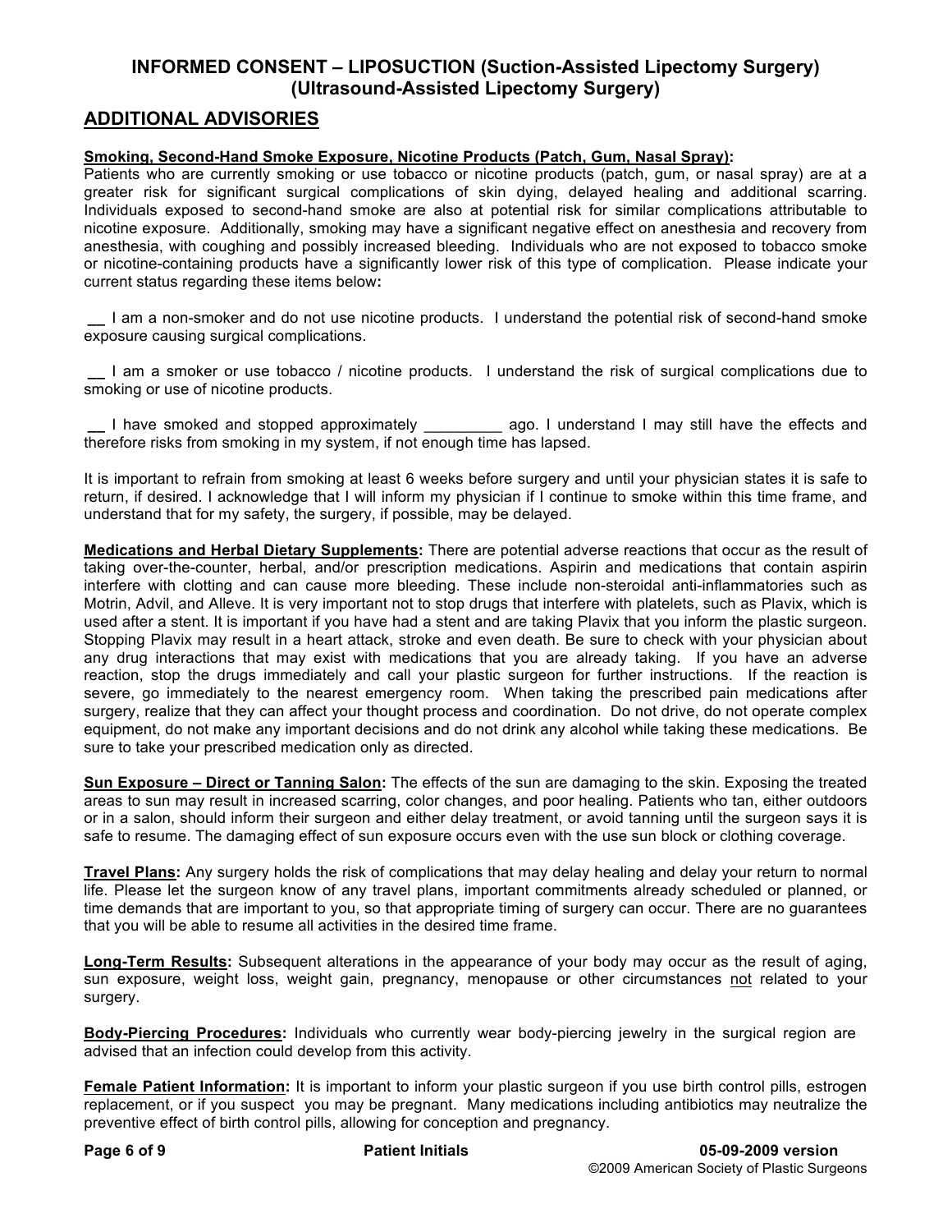## INFORMED CONSENT – LIPOSUCTION (Suction-Assisted Lipectomy Surgery) (Ultrasound-Assisted Lipectomy Surgery)

## ADDITIONAL ADVISORIES

**Smoking, Second-Hand Smoke Exposure, Nicotine Products (Patch, Gum, Nasal Spray):**
Patients who are currently smoking or use tobacco or nicotine products (patch, gum, or nasal spray) are at a greater risk for significant surgical complications of skin dying, delayed healing and additional scarring. Individuals exposed to second-hand smoke are also at potential risk for similar complications attributable to nicotine exposure. Additionally, smoking may have a significant negative effect on anesthesia and recovery from anesthesia, with coughing and possibly increased bleeding. Individuals who are not exposed to tobacco smoke or nicotine-containing products have a significantly lower risk of this type of complication. Please indicate your current status regarding these items below:

__ I am a non-smoker and do not use nicotine products. I understand the potential risk of second-hand smoke exposure causing surgical complications.

__ I am a smoker or use tobacco / nicotine products. I understand the risk of surgical complications due to smoking or use of nicotine products.

__ I have smoked and stopped approximately _________ ago. I understand I may still have the effects and therefore risks from smoking in my system, if not enough time has lapsed.

It is important to refrain from smoking at least 6 weeks before surgery and until your physician states it is safe to return, if desired. I acknowledge that I will inform my physician if I continue to smoke within this time frame, and understand that for my safety, the surgery, if possible, may be delayed.

**Medications and Herbal Dietary Supplements:** There are potential adverse reactions that occur as the result of taking over-the-counter, herbal, and/or prescription medications. Aspirin and medications that contain aspirin interfere with clotting and can cause more bleeding. These include non-steroidal anti-inflammatories such as Motrin, Advil, and Alleve. It is very important not to stop drugs that interfere with platelets, such as Plavix, which is used after a stent. It is important if you have had a stent and are taking Plavix that you inform the plastic surgeon. Stopping Plavix may result in a heart attack, stroke and even death. Be sure to check with your physician about any drug interactions that may exist with medications that you are already taking. If you have an adverse reaction, stop the drugs immediately and call your plastic surgeon for further instructions. If the reaction is severe, go immediately to the nearest emergency room. When taking the prescribed pain medications after surgery, realize that they can affect your thought process and coordination. Do not drive, do not operate complex equipment, do not make any important decisions and do not drink any alcohol while taking these medications. Be sure to take your prescribed medication only as directed.

**Sun Exposure – Direct or Tanning Salon:** The effects of the sun are damaging to the skin. Exposing the treated areas to sun may result in increased scarring, color changes, and poor healing. Patients who tan, either outdoors or in a salon, should inform their surgeon and either delay treatment, or avoid tanning until the surgeon says it is safe to resume. The damaging effect of sun exposure occurs even with the use sun block or clothing coverage.

**Travel Plans:** Any surgery holds the risk of complications that may delay healing and delay your return to normal life. Please let the surgeon know of any travel plans, important commitments already scheduled or planned, or time demands that are important to you, so that appropriate timing of surgery can occur. There are no guarantees that you will be able to resume all activities in the desired time frame.

**Long-Term Results:** Subsequent alterations in the appearance of your body may occur as the result of aging, sun exposure, weight loss, weight gain, pregnancy, menopause or other circumstances not related to your surgery.

**Body-Piercing Procedures:** Individuals who currently wear body-piercing jewelry in the surgical region are advised that an infection could develop from this activity.

**Female Patient Information:** It is important to inform your plastic surgeon if you use birth control pills, estrogen replacement, or if you suspect you may be pregnant. Many medications including antibiotics may neutralize the preventive effect of birth control pills, allowing for conception and pregnancy.

**Patient Initials**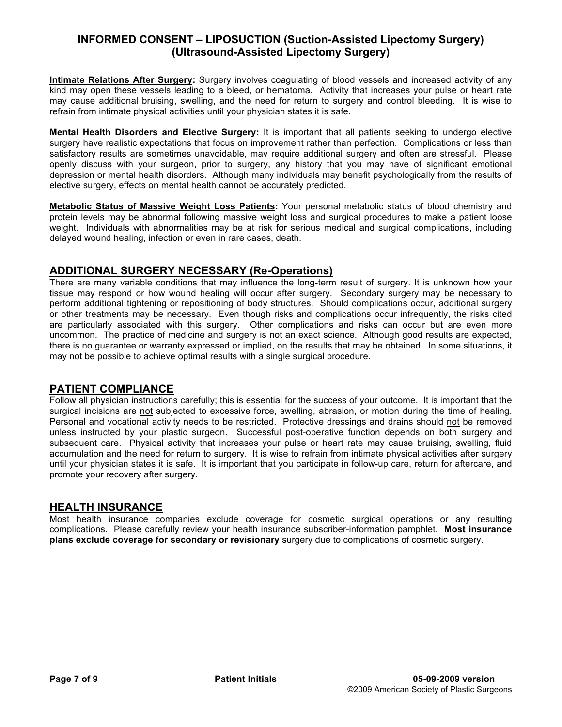**Intimate Relations After Surgery:** Surgery involves coagulating of blood vessels and increased activity of any kind may open these vessels leading to a bleed, or hematoma. Activity that increases your pulse or heart rate may cause additional bruising, swelling, and the need for return to surgery and control bleeding. It is wise to refrain from intimate physical activities until your physician states it is safe.

**Mental Health Disorders and Elective Surgery:** It is important that all patients seeking to undergo elective surgery have realistic expectations that focus on improvement rather than perfection. Complications or less than satisfactory results are sometimes unavoidable, may require additional surgery and often are stressful. Please openly discuss with your surgeon, prior to surgery, any history that you may have of significant emotional depression or mental health disorders. Although many individuals may benefit psychologically from the results of elective surgery, effects on mental health cannot be accurately predicted.

**Metabolic Status of Massive Weight Loss Patients:** Your personal metabolic status of blood chemistry and protein levels may be abnormal following massive weight loss and surgical procedures to make a patient loose weight. Individuals with abnormalities may be at risk for serious medical and surgical complications, including delayed wound healing, infection or even in rare cases, death.

## ADDITIONAL SURGERY NECESSARY (Re-Operations)

There are many variable conditions that may influence the long-term result of surgery. It is unknown how your tissue may respond or how wound healing will occur after surgery. Secondary surgery may be necessary to perform additional tightening or repositioning of body structures. Should complications occur, additional surgery or other treatments may be necessary. Even though risks and complications occur infrequently, the risks cited are particularly associated with this surgery. Other complications and risks can occur but are even more uncommon. The practice of medicine and surgery is not an exact science. Although good results are expected, there is no guarantee or warranty expressed or implied, on the results that may be obtained. In some situations, it may not be possible to achieve optimal results with a single surgical procedure.

## PATIENT COMPLIANCE

Follow all physician instructions carefully; this is essential for the success of your outcome. It is important that the surgical incisions are not subjected to excessive force, swelling, abrasion, or motion during the time of healing. Personal and vocational activity needs to be restricted. Protective dressings and drains should not be removed unless instructed by your plastic surgeon. Successful post-operative function depends on both surgery and subsequent care. Physical activity that increases your pulse or heart rate may cause bruising, swelling, fluid accumulation and the need for return to surgery. It is wise to refrain from intimate physical activities after surgery until your physician states it is safe. It is important that you participate in follow-up care, return for aftercare, and promote your recovery after surgery.

## HEALTH INSURANCE

Most health insurance companies exclude coverage for cosmetic surgical operations or any resulting complications. Please carefully review your health insurance subscriber-information pamphlet. **Most insurance plans exclude coverage for secondary or revisionary** surgery due to complications of cosmetic surgery.

Patient Initials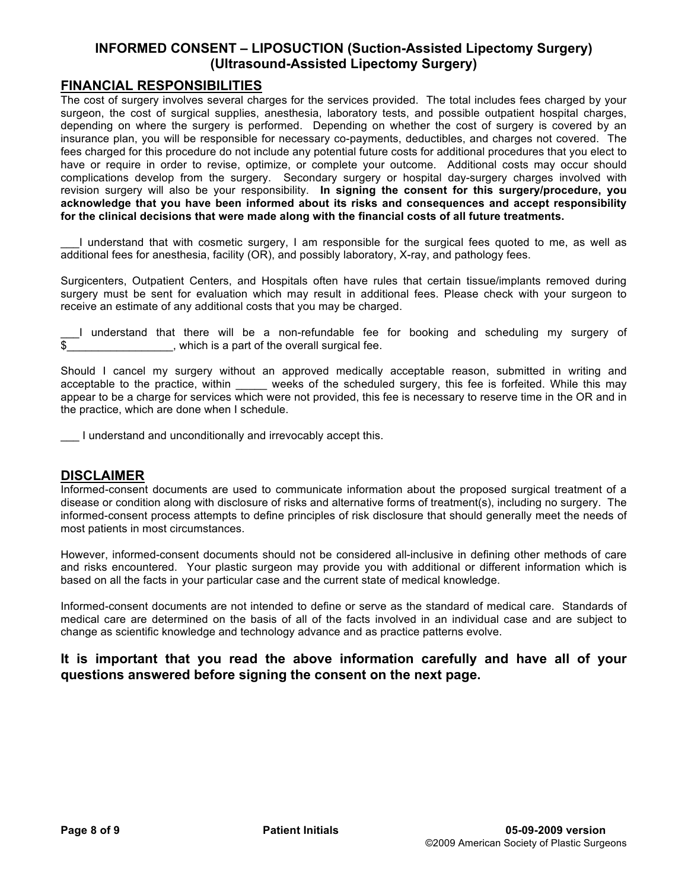## FINANCIAL RESPONSIBILITIES

The cost of surgery involves several charges for the services provided. The total includes fees charged by your surgeon, the cost of surgical supplies, anesthesia, laboratory tests, and possible outpatient hospital charges, depending on where the surgery is performed. Depending on whether the cost of surgery is covered by an insurance plan, you will be responsible for necessary co-payments, deductibles, and charges not covered. The fees charged for this procedure do not include any potential future costs for additional procedures that you elect to have or require in order to revise, optimize, or complete your outcome. Additional costs may occur should complications develop from the surgery. Secondary surgery or hospital day-surgery charges involved with revision surgery will also be your responsibility. **In signing the consent for this surgery/procedure, you acknowledge that you have been informed about its risks and consequences and accept responsibility for the clinical decisions that were made along with the financial costs of all future treatments.**

___I understand that with cosmetic surgery, I am responsible for the surgical fees quoted to me, as well as additional fees for anesthesia, facility (OR), and possibly laboratory, X-ray, and pathology fees.

Surgicenters, Outpatient Centers, and Hospitals often have rules that certain tissue/implants removed during surgery must be sent for evaluation which may result in additional fees. Please check with your surgeon to receive an estimate of any additional costs that you may be charged.

___I understand that there will be a non-refundable fee for booking and scheduling my surgery of $_________________, which is a part of the overall surgical fee.

Should I cancel my surgery without an approved medically acceptable reason, submitted in writing and acceptable to the practice, within _____ weeks of the scheduled surgery, this fee is forfeited. While this may appear to be a charge for services which were not provided, this fee is necessary to reserve time in the OR and in the practice, which are done when I schedule.

___ I understand and unconditionally and irrevocably accept this.

## DISCLAIMER

Informed-consent documents are used to communicate information about the proposed surgical treatment of a disease or condition along with disclosure of risks and alternative forms of treatment(s), including no surgery. The informed-consent process attempts to define principles of risk disclosure that should generally meet the needs of most patients in most circumstances.

However, informed-consent documents should not be considered all-inclusive in defining other methods of care and risks encountered. Your plastic surgeon may provide you with additional or different information which is based on all the facts in your particular case and the current state of medical knowledge.

Informed-consent documents are not intended to define or serve as the standard of medical care. Standards of medical care are determined on the basis of all of the facts involved in an individual case and are subject to change as scientific knowledge and technology advance and as practice patterns evolve.

**It is important that you read the above information carefully and have all of your questions answered before signing the consent on the next page.**

Patient Initials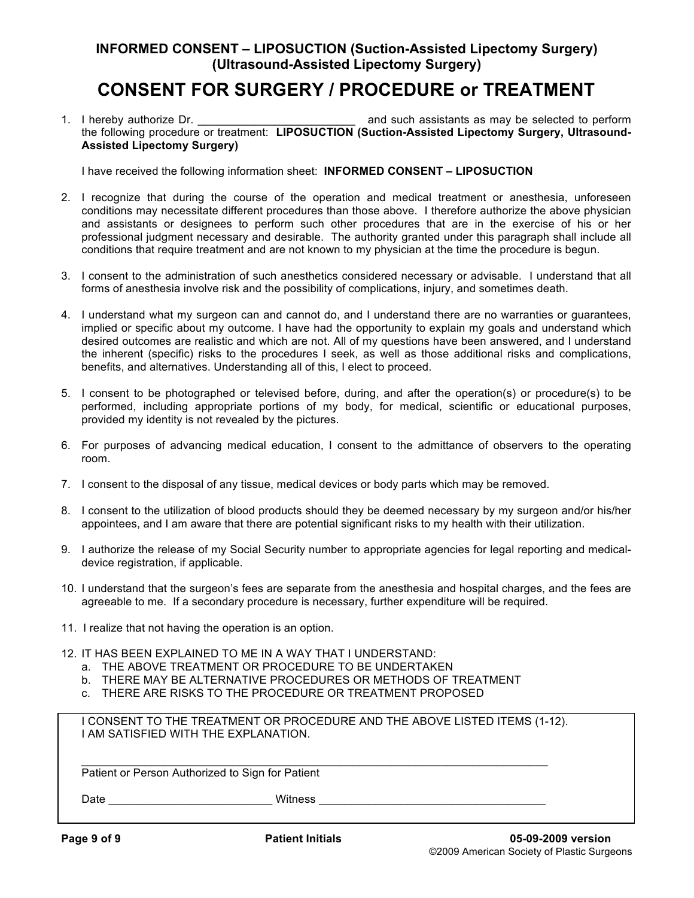**INFORMED CONSENT – LIPOSUCTION (Suction-Assisted Lipectomy Surgery) (Ultrasound-Assisted Lipectomy Surgery)**

# CONSENT FOR SURGERY / PROCEDURE or TREATMENT

1. I hereby authorize Dr. ________________________ and such assistants as may be selected to perform the following procedure or treatment: **LIPOSUCTION (Suction-Assisted Lipectomy Surgery, Ultrasound-Assisted Lipectomy Surgery)**

   I have received the following information sheet: **INFORMED CONSENT – LIPOSUCTION**

2. I recognize that during the course of the operation and medical treatment or anesthesia, unforeseen conditions may necessitate different procedures than those above. I therefore authorize the above physician and assistants or designees to perform such other procedures that are in the exercise of his or her professional judgment necessary and desirable. The authority granted under this paragraph shall include all conditions that require treatment and are not known to my physician at the time the procedure is begun.

3. I consent to the administration of such anesthetics considered necessary or advisable. I understand that all forms of anesthesia involve risk and the possibility of complications, injury, and sometimes death.

4. I understand what my surgeon can and cannot do, and I understand there are no warranties or guarantees, implied or specific about my outcome. I have had the opportunity to explain my goals and understand which desired outcomes are realistic and which are not. All of my questions have been answered, and I understand the inherent (specific) risks to the procedures I seek, as well as those additional risks and complications, benefits, and alternatives. Understanding all of this, I elect to proceed.

5. I consent to be photographed or televised before, during, and after the operation(s) or procedure(s) to be performed, including appropriate portions of my body, for medical, scientific or educational purposes, provided my identity is not revealed by the pictures.

6. For purposes of advancing medical education, I consent to the admittance of observers to the operating room.

7. I consent to the disposal of any tissue, medical devices or body parts which may be removed.

8. I consent to the utilization of blood products should they be deemed necessary by my surgeon and/or his/her appointees, and I am aware that there are potential significant risks to my health with their utilization.

9. I authorize the release of my Social Security number to appropriate agencies for legal reporting and medical-device registration, if applicable.

10. I understand that the surgeon's fees are separate from the anesthesia and hospital charges, and the fees are agreeable to me. If a secondary procedure is necessary, further expenditure will be required.

11. I realize that not having the operation is an option.

12. IT HAS BEEN EXPLAINED TO ME IN A WAY THAT I UNDERSTAND:
    a. THE ABOVE TREATMENT OR PROCEDURE TO BE UNDERTAKEN
    b. THERE MAY BE ALTERNATIVE PROCEDURES OR METHODS OF TREATMENT
    c. THERE ARE RISKS TO THE PROCEDURE OR TREATMENT PROPOSED

I CONSENT TO THE TREATMENT OR PROCEDURE AND THE ABOVE LISTED ITEMS (1-12).
I AM SATISFIED WITH THE EXPLANATION.

_______________________________________________________________________________
Patient or Person Authorized to Sign for Patient

Date _________________________ Witness ____________________________________

**Patient Initials**